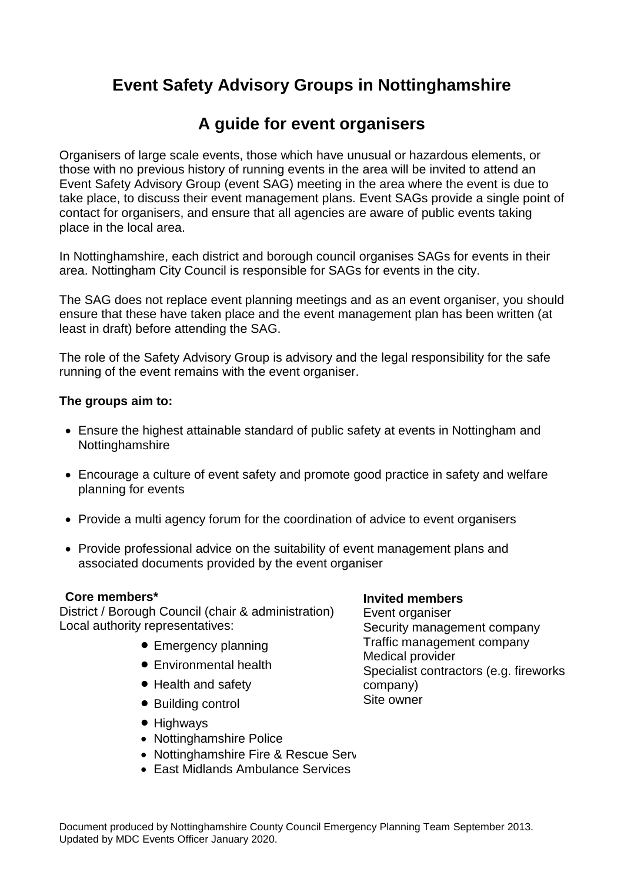# Event Safety Advisory Groups in Nottinghamshire

## A guide for event organisers

Organisers of large scale events, those which have unusual or hazardous elements, or those with no previous history of running events in the area will be invited to attend an Event Safety Advisory Group (event SAG) meeting in the area where the event is due to take place, to discuss their event management plans. Event SAGs provide a single point of contact for organisers, and ensure that all agencies are aware of public events taking place in the local area.

In Nottinghamshire, each district and borough council organises SAGs for events in their area. Nottingham City Council is responsible for SAGs for events in the city.

The SAG does not replace event planning meetings and as an event organiser, you should ensure that these have taken place and the event management plan has been written (at least in draft) before attending the SAG.

The role of the Safety Advisory Group is advisory and the legal responsibility for the safe running of the event remains with the event organiser.

**The groups aim to:**

- Ensure the highest attainable standard of public safety at events in Nottingham and Nottinghamshire
- Encourage a culture of event safety and promote good practice in safety and welfare planning for events
- Provide a multi agency forum for the coordination of advice to event organisers
- Provide professional advice on the suitability of event management plans and associated documents provided by the event organiser

**Core members***

District / Borough Council (chair & administration)
Local authority representatives:

- Emergency planning
- Environmental health
- Health and safety
- Building control
- Highways
- Nottinghamshire Police
- Nottinghamshire Fire & Rescue Serv
- East Midlands Ambulance Services

**Invited members**

Event organiser
Security management company
Traffic management company
Medical provider
Specialist contractors (e.g. fireworks company)
Site owner

Document produced by Nottinghamshire County Council Emergency Planning Team September 2013.
Updated by MDC Events Officer January 2020.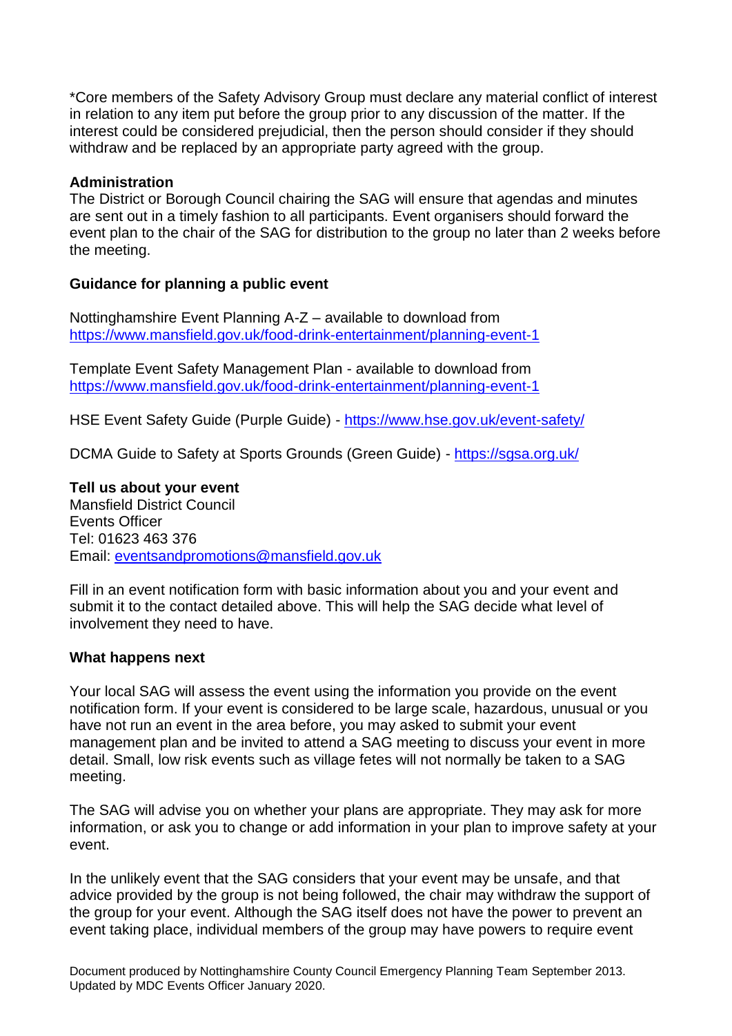*Core members of the Safety Advisory Group must declare any material conflict of interest in relation to any item put before the group prior to any discussion of the matter. If the interest could be considered prejudicial, then the person should consider if they should withdraw and be replaced by an appropriate party agreed with the group.

**Administration**
The District or Borough Council chairing the SAG will ensure that agendas and minutes are sent out in a timely fashion to all participants. Event organisers should forward the event plan to the chair of the SAG for distribution to the group no later than 2 weeks before the meeting.

**Guidance for planning a public event**

Nottinghamshire Event Planning A-Z – available to download from https://www.mansfield.gov.uk/food-drink-entertainment/planning-event-1

Template Event Safety Management Plan - available to download from https://www.mansfield.gov.uk/food-drink-entertainment/planning-event-1

HSE Event Safety Guide (Purple Guide) - https://www.hse.gov.uk/event-safety/

DCMA Guide to Safety at Sports Grounds (Green Guide) - https://sgsa.org.uk/

**Tell us about your event**
Mansfield District Council
Events Officer
Tel: 01623 463 376
Email: eventsandpromotions@mansfield.gov.uk

Fill in an event notification form with basic information about you and your event and submit it to the contact detailed above. This will help the SAG decide what level of involvement they need to have.

**What happens next**

Your local SAG will assess the event using the information you provide on the event notification form. If your event is considered to be large scale, hazardous, unusual or you have not run an event in the area before, you may asked to submit your event management plan and be invited to attend a SAG meeting to discuss your event in more detail. Small, low risk events such as village fetes will not normally be taken to a SAG meeting.

The SAG will advise you on whether your plans are appropriate. They may ask for more information, or ask you to change or add information in your plan to improve safety at your event.

In the unlikely event that the SAG considers that your event may be unsafe, and that advice provided by the group is not being followed, the chair may withdraw the support of the group for your event. Although the SAG itself does not have the power to prevent an event taking place, individual members of the group may have powers to require event

Document produced by Nottinghamshire County Council Emergency Planning Team September 2013. Updated by MDC Events Officer January 2020.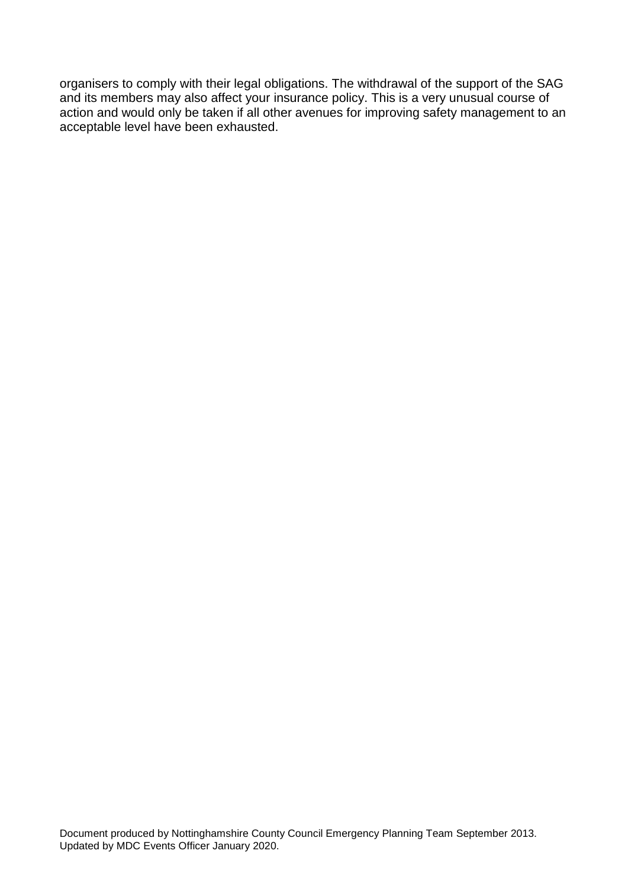organisers to comply with their legal obligations. The withdrawal of the support of the SAG and its members may also affect your insurance policy. This is a very unusual course of action and would only be taken if all other avenues for improving safety management to an acceptable level have been exhausted.

Document produced by Nottinghamshire County Council Emergency Planning Team September 2013. Updated by MDC Events Officer January 2020.